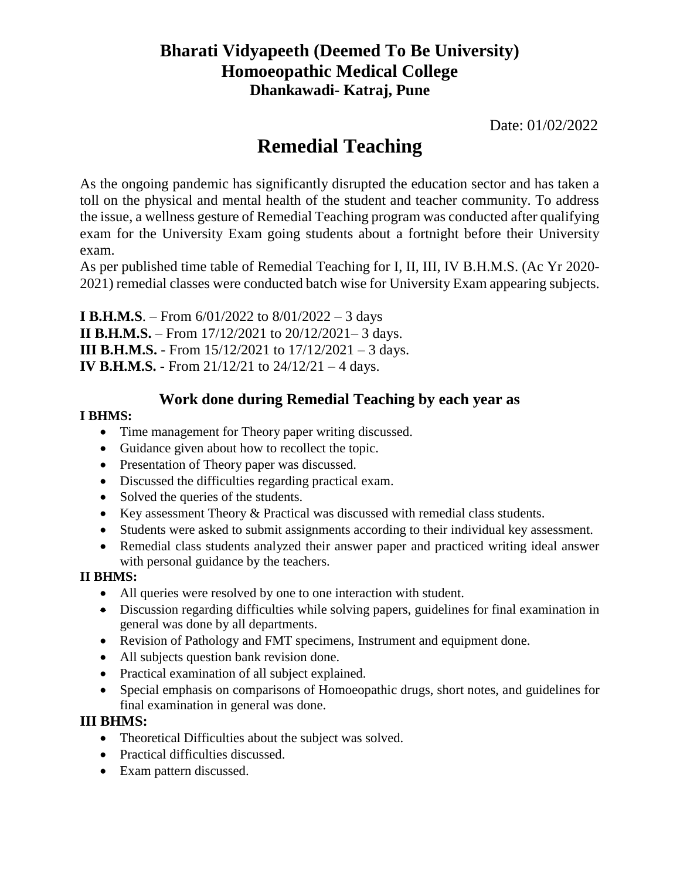# Bharati Vidyapeeth (Deemed To Be University)
## Homoeopathic Medical College
### Dhankawadi- Katraj, Pune

Date: 01/02/2022

# Remedial Teaching

As the ongoing pandemic has significantly disrupted the education sector and has taken a toll on the physical and mental health of the student and teacher community. To address the issue, a wellness gesture of Remedial Teaching program was conducted after qualifying exam for the University Exam going students about a fortnight before their University exam.

As per published time table of Remedial Teaching for I, II, III, IV B.H.M.S. (Ac Yr 2020-2021) remedial classes were conducted batch wise for University Exam appearing subjects.

**I B.H.M.S**. – From 6/01/2022 to 8/01/2022 – 3 days
**II B.H.M.S.** – From 17/12/2021 to 20/12/2021– 3 days.
**III B.H.M.S.** - From 15/12/2021 to 17/12/2021 – 3 days.
**IV B.H.M.S.** - From 21/12/21 to 24/12/21 – 4 days.

## Work done during Remedial Teaching by each year as

**I BHMS:**

- Time management for Theory paper writing discussed.
- Guidance given about how to recollect the topic.
- Presentation of Theory paper was discussed.
- Discussed the difficulties regarding practical exam.
- Solved the queries of the students.
- Key assessment Theory & Practical was discussed with remedial class students.
- Students were asked to submit assignments according to their individual key assessment.
- Remedial class students analyzed their answer paper and practiced writing ideal answer with personal guidance by the teachers.

**II BHMS:**

- All queries were resolved by one to one interaction with student.
- Discussion regarding difficulties while solving papers, guidelines for final examination in general was done by all departments.
- Revision of Pathology and FMT specimens, Instrument and equipment done.
- All subjects question bank revision done.
- Practical examination of all subject explained.
- Special emphasis on comparisons of Homoeopathic drugs, short notes, and guidelines for final examination in general was done.

**III BHMS:**

- Theoretical Difficulties about the subject was solved.
- Practical difficulties discussed.
- Exam pattern discussed.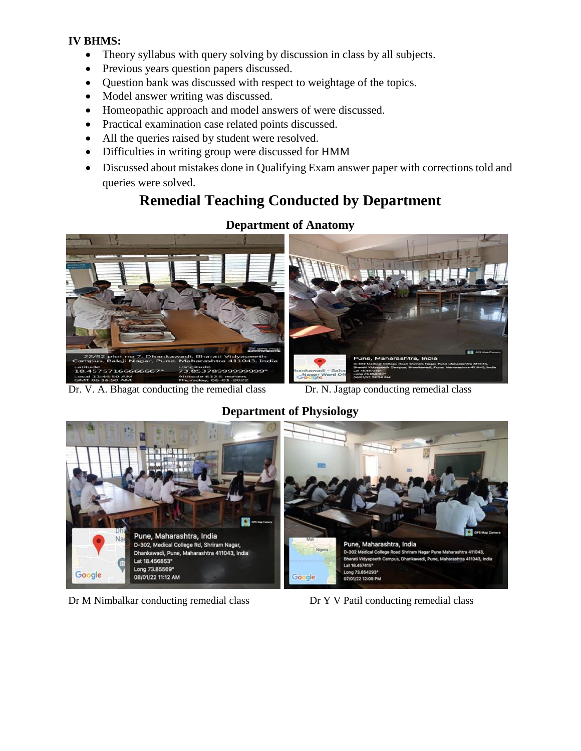**IV BHMS:**

- Theory syllabus with query solving by discussion in class by all subjects.
- Previous years question papers discussed.
- Question bank was discussed with respect to weightage of the topics.
- Model answer writing was discussed.
- Homeopathic approach and model answers of were discussed.
- Practical examination case related points discussed.
- All the queries raised by student were resolved.
- Difficulties in writing group were discussed for HMM
- Discussed about mistakes done in Qualifying Exam answer paper with corrections told and queries were solved.

# Remedial Teaching Conducted by Department

## Department of Anatomy

Dr. V. A. Bhagat conducting the remedial class

Dr. N. Jagtap conducting remedial class

## Department of Physiology

Dr M Nimbalkar conducting remedial class

Dr Y V Patil conducting remedial class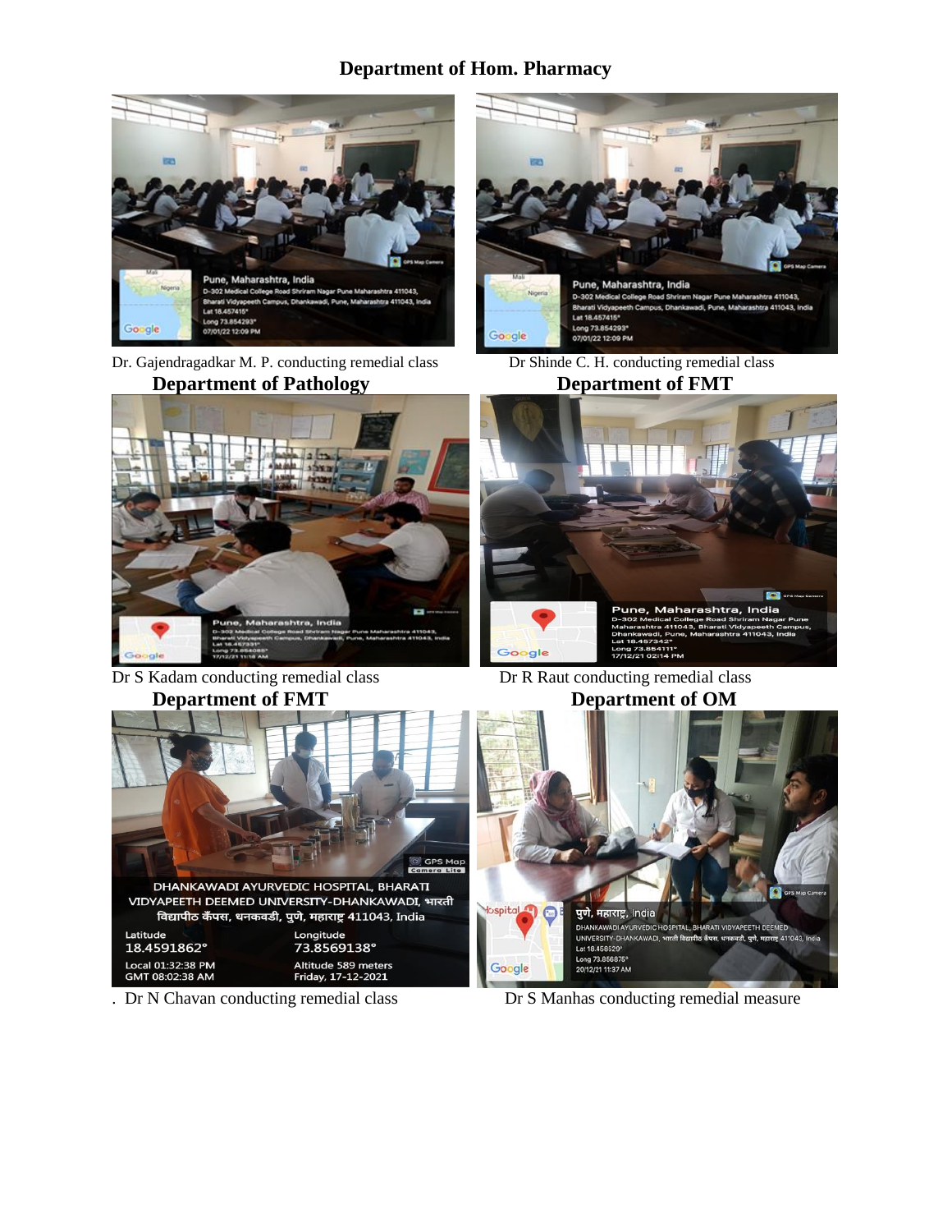## Department of Hom. Pharmacy

Dr. Gajendragadkar M. P. conducting remedial class

Dr Shinde C. H. conducting remedial class

## Department of Pathology

Dr S Kadam conducting remedial class

## Department of FMT

Dr R Raut conducting remedial class

## Department of FMT

. Dr N Chavan conducting remedial class

## Department of OM

Dr S Manhas conducting remedial measure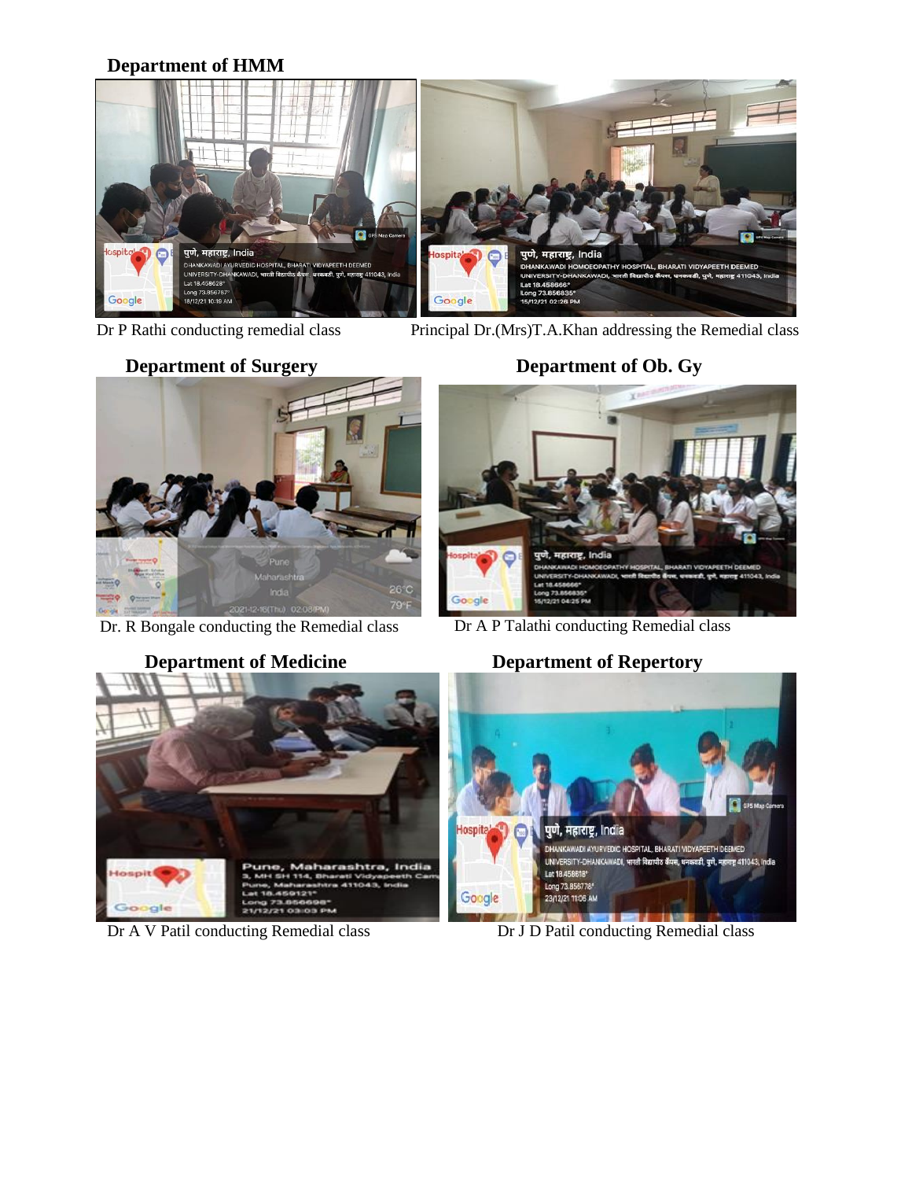**Department of HMM**

Dr P Rathi conducting remedial class

Principal Dr.(Mrs)T.A.Khan addressing the Remedial class

**Department of Surgery**

Dr. R Bongale conducting the Remedial class

**Department of Ob. Gy**

Dr A P Talathi conducting Remedial class

**Department of Medicine**

Dr A V Patil conducting Remedial class

**Department of Repertory**

Dr J D Patil conducting Remedial class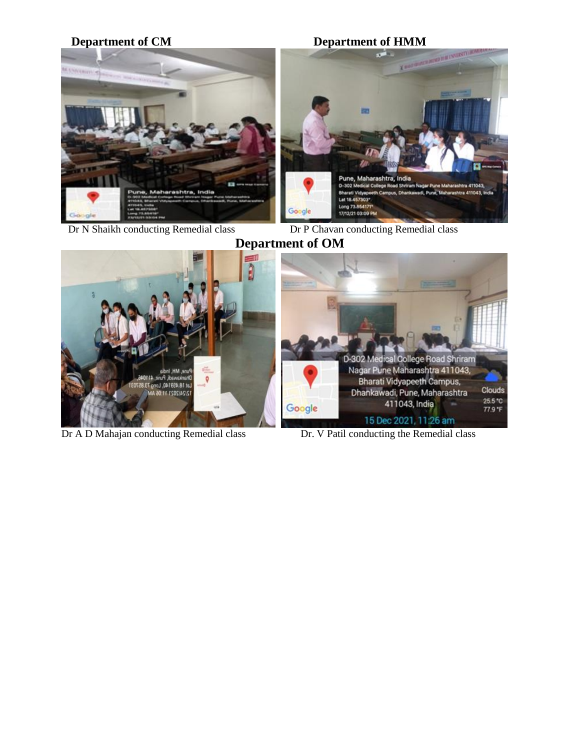**Department of CM**

**Department of HMM**

Dr N Shaikh conducting Remedial class

Dr P Chavan conducting Remedial class

**Department of OM**

Dr A D Mahajan conducting Remedial class

Dr. V Patil conducting the Remedial class